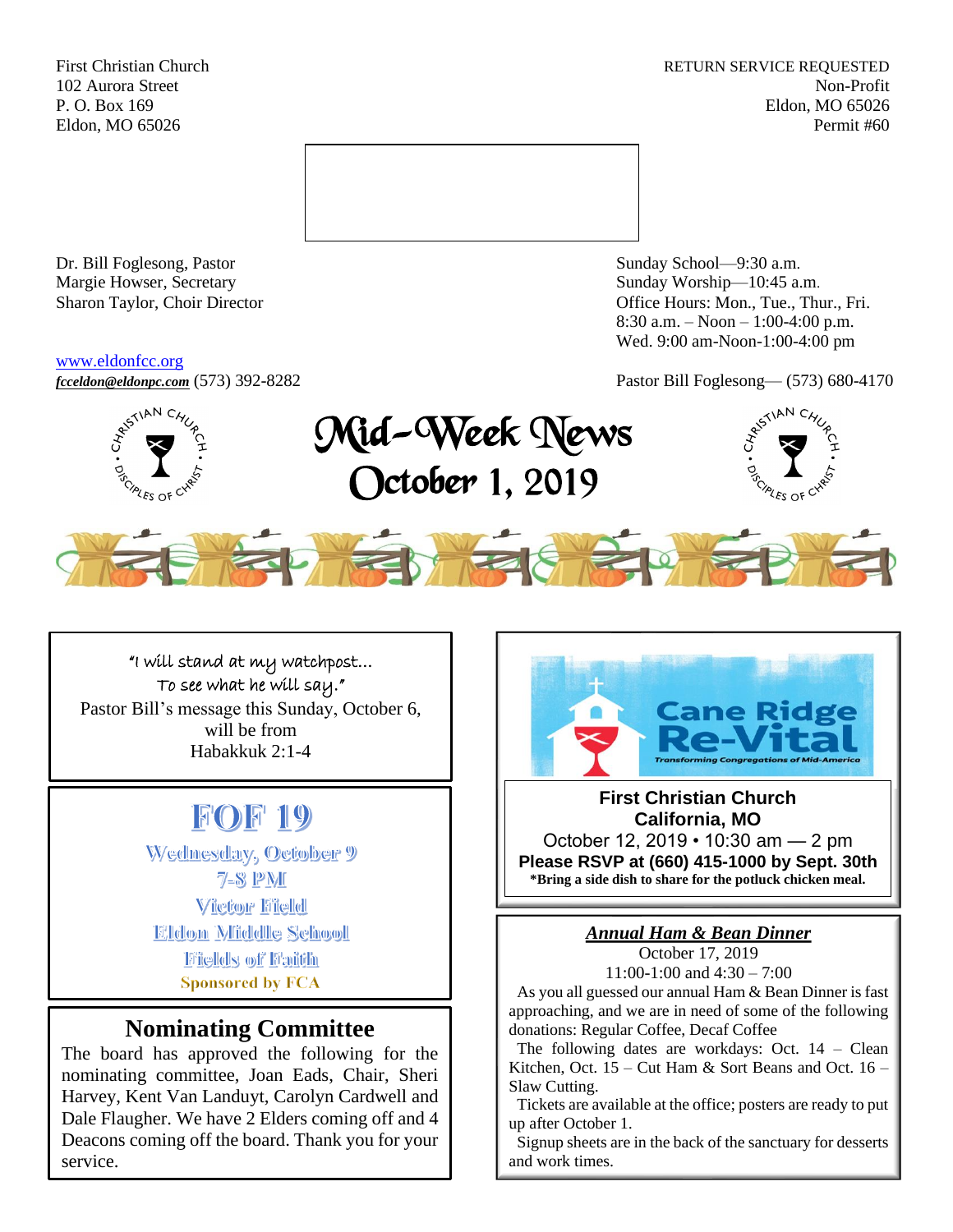First Christian Church
102 Aurora Street
P. O. Box 169
Eldon, MO 65026

RETURN SERVICE REQUESTED
Non-Profit
Eldon, MO 65026
Permit #60

Dr. Bill Foglesong, Pastor
Margie Howser, Secretary
Sharon Taylor, Choir Director

Sunday School—9:30 a.m.
Sunday Worship—10:45 a.m.
Office Hours: Mon., Tue., Thur., Fri.
8:30 a.m. – Noon – 1:00-4:00 p.m.
Wed. 9:00 am-Noon-1:00-4:00 pm

www.eldonfcc.org
***fcceldon@eldonpc.com*** (573) 392-8282

Pastor Bill Foglesong— (573) 680-4170

# Mid-Week News
# October 1, 2019

"I will stand at my watchpost…
To see what he will say."
Pastor Bill's message this Sunday, October 6, will be from
Habakkuk 2:1-4

## FOF 19

Wednesday, October 9
7-8 PM
Victor Field
Eldon Middle School
Fields of Faith
Sponsored by FCA

## Nominating Committee

The board has approved the following for the nominating committee, Joan Eads, Chair, Sheri Harvey, Kent Van Landuyt, Carolyn Cardwell and Dale Flaugher. We have 2 Elders coming off and 4 Deacons coming off the board. Thank you for your service.

Cane Ridge Re-Vital
Transforming Congregations of Mid-America

**First Christian Church**
**California, MO**
October 12, 2019 • 10:30 am — 2 pm
**Please RSVP at (660) 415-1000 by Sept. 30th**
**\*Bring a side dish to share for the potluck chicken meal.**

## ***Annual Ham & Bean Dinner***

October 17, 2019
11:00-1:00 and 4:30 – 7:00

As you all guessed our annual Ham & Bean Dinner is fast approaching, and we are in need of some of the following donations: Regular Coffee, Decaf Coffee

The following dates are workdays: Oct. 14 – Clean Kitchen, Oct. 15 – Cut Ham & Sort Beans and Oct. 16 – Slaw Cutting.

Tickets are available at the office; posters are ready to put up after October 1.

Signup sheets are in the back of the sanctuary for desserts and work times.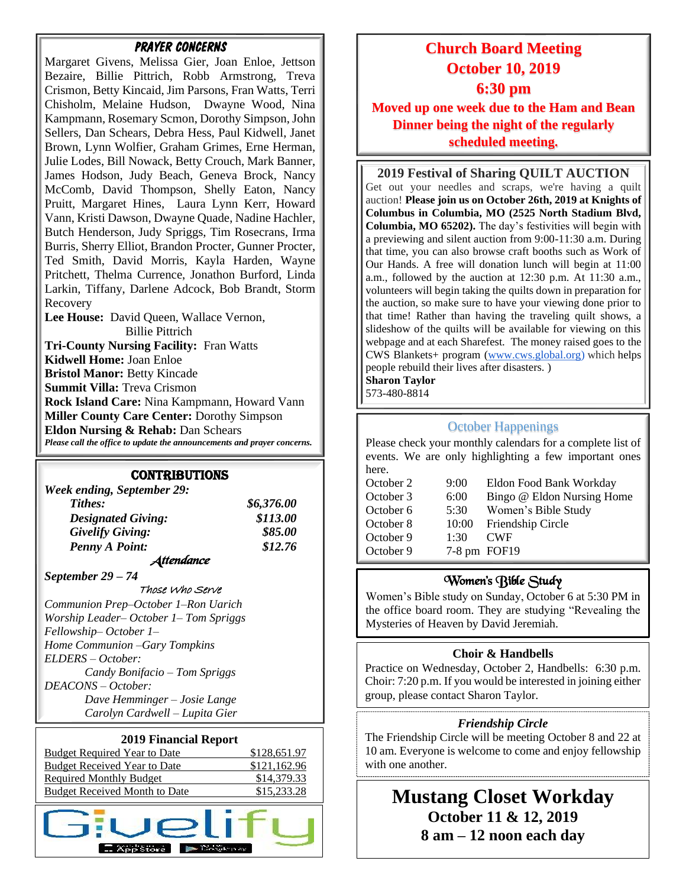## PRAYER CONCERNS

Margaret Givens, Melissa Gier, Joan Enloe, Jettson Bezaire, Billie Pittrich, Robb Armstrong, Treva Crismon, Betty Kincaid, Jim Parsons, Fran Watts, Terri Chisholm, Melaine Hudson, Dwayne Wood, Nina Kampmann, Rosemary Scmon, Dorothy Simpson, John Sellers, Dan Schears, Debra Hess, Paul Kidwell, Janet Brown, Lynn Wolfier, Graham Grimes, Erne Herman, Julie Lodes, Bill Nowack, Betty Crouch, Mark Banner, James Hodson, Judy Beach, Geneva Brock, Nancy McComb, David Thompson, Shelly Eaton, Nancy Pruitt, Margaret Hines, Laura Lynn Kerr, Howard Vann, Kristi Dawson, Dwayne Quade, Nadine Hachler, Butch Henderson, Judy Spriggs, Tim Rosecrans, Irma Burris, Sherry Elliot, Brandon Procter, Gunner Procter, Ted Smith, David Morris, Kayla Harden, Wayne Pritchett, Thelma Currence, Jonathon Burford, Linda Larkin, Tiffany, Darlene Adcock, Bob Brandt, Storm Recovery

**Lee House:** David Queen, Wallace Vernon, Billie Pittrich
**Tri-County Nursing Facility:** Fran Watts
**Kidwell Home:** Joan Enloe
**Bristol Manor:** Betty Kincade
**Summit Villa:** Treva Crismon
**Rock Island Care:** Nina Kampmann, Howard Vann
**Miller County Care Center:** Dorothy Simpson
**Eldon Nursing & Rehab:** Dan Schears

***Please call the office to update the announcements and prayer concerns.***

## CONTRIBUTIONS

***Week ending, September 29:***

| | |
|---|---|
| ***Tithes:*** | ***$6,376.00*** |
| ***Designated Giving:*** | ***$113.00*** |
| ***Givelify Giving:*** | ***$85.00*** |
| ***Penny A Point:*** | ***$12.76*** |

### *Attendance*

***September 29 – 74***

*Those Who Serve*

*Communion Prep–October 1–Ron Uarich*
*Worship Leader– October 1– Tom Spriggs*
*Fellowship– October 1–*
*Home Communion –Gary Tompkins*
*ELDERS – October:*
*Candy Bonifacio – Tom Spriggs*
*DEACONS – October:*
*Dave Hemminger – Josie Lange*
*Carolyn Cardwell – Lupita Gier*

## 2019 Financial Report

| | |
|---|---|
| Budget Required Year to Date | $128,651.97 |
| Budget Received Year to Date | $121,162.96 |
| Required Monthly Budget | $14,379.33 |
| Budget Received Month to Date | $15,233.28 |

Givelify

## Church Board Meeting
## October 10, 2019
## 6:30 pm

**Moved up one week due to the Ham and Bean Dinner being the night of the regularly scheduled meeting.**

## 2019 Festival of Sharing QUILT AUCTION

Get out your needles and scraps, we're having a quilt auction! **Please join us on October 26th, 2019 at Knights of Columbus in Columbia, MO (2525 North Stadium Blvd, Columbia, MO 65202).** The day's festivities will begin with a previewing and silent auction from 9:00-11:30 a.m. During that time, you can also browse craft booths such as Work of Our Hands. A free will donation lunch will begin at 11:00 a.m., followed by the auction at 12:30 p.m. At 11:30 a.m., volunteers will begin taking the quilts down in preparation for the auction, so make sure to have your viewing done prior to that time! Rather than having the traveling quilt shows, a slideshow of the quilts will be available for viewing on this webpage and at each Sharefest. The money raised goes to the CWS Blankets+ program (www.cws.global.org) which helps people rebuild their lives after disasters. )
**Sharon Taylor**
573-480-8814

## October Happenings

Please check your monthly calendars for a complete list of events. We are only highlighting a few important ones here.

| | | |
|---|---|---|
| October 2 | 9:00 | Eldon Food Bank Workday |
| October 3 | 6:00 | Bingo @ Eldon Nursing Home |
| October 6 | 5:30 | Women's Bible Study |
| October 8 | 10:00 | Friendship Circle |
| October 9 | 1:30 | CWF |
| October 9 | 7-8 pm | FOF19 |

## Women's Bible Study

Women's Bible study on Sunday, October 6 at 5:30 PM in the office board room. They are studying "Revealing the Mysteries of Heaven by David Jeremiah.

## Choir & Handbells

Practice on Wednesday, October 2, Handbells: 6:30 p.m. Choir: 7:20 p.m. If you would be interested in joining either group, please contact Sharon Taylor.

## *Friendship Circle*

The Friendship Circle will be meeting October 8 and 22 at 10 am. Everyone is welcome to come and enjoy fellowship with one another.

## Mustang Closet Workday
### October 11 & 12, 2019
### 8 am – 12 noon each day